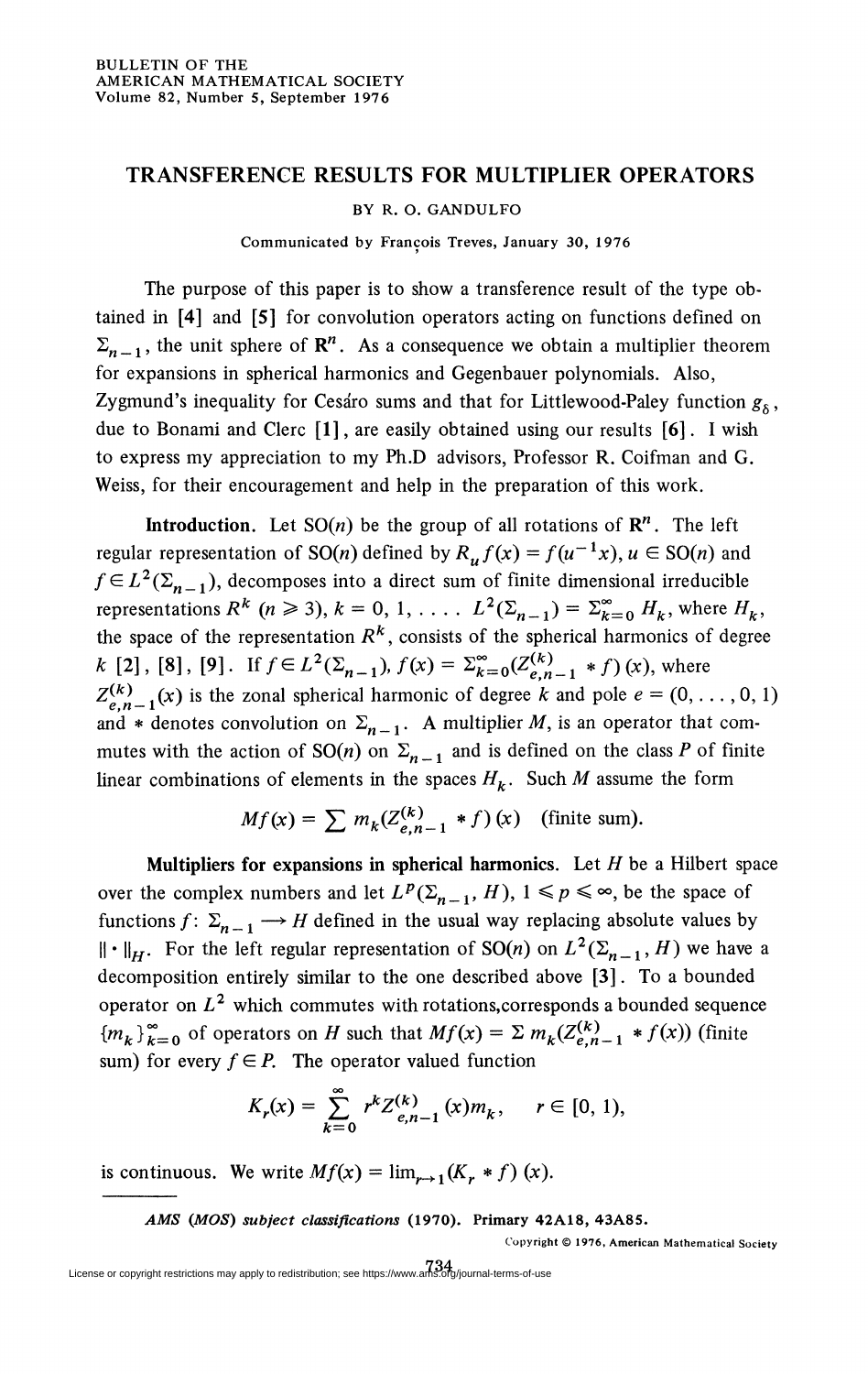# TRANSFERENCE RESULTS FOR MULTIPLIER OPERATORS

BY R. O. GANDULFO

Communicated by François Treves, January 30, 1976

The purpose of this paper is to show a transference result of the type obtained in [4] and [5] for convolution operators acting on functions defined on $\Sigma_{n-1}$, the unit sphere of $\mathbf{R}^n$. As a consequence we obtain a multiplier theorem for expansions in spherical harmonics and Gegenbauer polynomials. Also, Zygmund's inequality for Cesáro sums and that for Littlewood-Paley function $g_\delta$, due to Bonami and Clerc [1], are easily obtained using our results [6]. I wish to express my appreciation to my Ph.D advisors, Professor R. Coifman and G. Weiss, for their encouragement and help in the preparation of this work.

**Introduction.** Let SO($n$) be the group of all rotations of $\mathbf{R}^n$. The left regular representation of SO($n$) defined by $R_u f(x) = f(u^{-1}x)$, $u \in \mathrm{SO}(n)$ and $f \in L^2(\Sigma_{n-1})$, decomposes into a direct sum of finite dimensional irreducible representations $R^k$ ($n \geqslant 3$), $k = 0, 1, \ldots$. $L^2(\Sigma_{n-1}) = \sum_{k=0}^{\infty} H_k$, where $H_k$, the space of the representation $R^k$, consists of the spherical harmonics of degree $k$ [2], [8], [9]. If $f \in L^2(\Sigma_{n-1})$, $f(x) = \sum_{k=0}^{\infty}(Z_{e,n-1}^{(k)} * f)(x)$, where $Z_{e,n-1}^{(k)}(x)$ is the zonal spherical harmonic of degree $k$ and pole $e = (0, \ldots, 0, 1)$ and $*$ denotes convolution on $\Sigma_{n-1}$. A multiplier $M$, is an operator that commutes with the action of SO($n$) on $\Sigma_{n-1}$ and is defined on the class $P$ of finite linear combinations of elements in the spaces $H_k$. Such $M$ assume the form

$$Mf(x) = \sum m_k (Z_{e,n-1}^{(k)} * f)(x) \quad \text{(finite sum)}.$$

**Multipliers for expansions in spherical harmonics.** Let $H$ be a Hilbert space over the complex numbers and let $L^p(\Sigma_{n-1}, H)$, $1 \leqslant p \leqslant \infty$, be the space of functions $f\colon \Sigma_{n-1} \longrightarrow H$ defined in the usual way replacing absolute values by $\|\cdot\|_H$. For the left regular representation of SO($n$) on $L^2(\Sigma_{n-1}, H)$ we have a decomposition entirely similar to the one described above [3]. To a bounded operator on $L^2$ which commutes with rotations,corresponds a bounded sequence $\{m_k\}_{k=0}^{\infty}$ of operators on $H$ such that $Mf(x) = \sum m_k(Z_{e,n-1}^{(k)} * f(x))$ (finite sum) for every $f \in P$. The operator valued function

$$K_r(x) = \sum_{k=0}^{\infty} r^k Z_{e,n-1}^{(k)}(x) m_k, \qquad r \in [0, 1),$$

is continuous. We write $Mf(x) = \lim_{r \to 1}(K_r * f)(x)$.

---

*AMS (MOS) subject classifications* (1970). Primary 42A18, 43A85.

Copyright © 1976, American Mathematical Society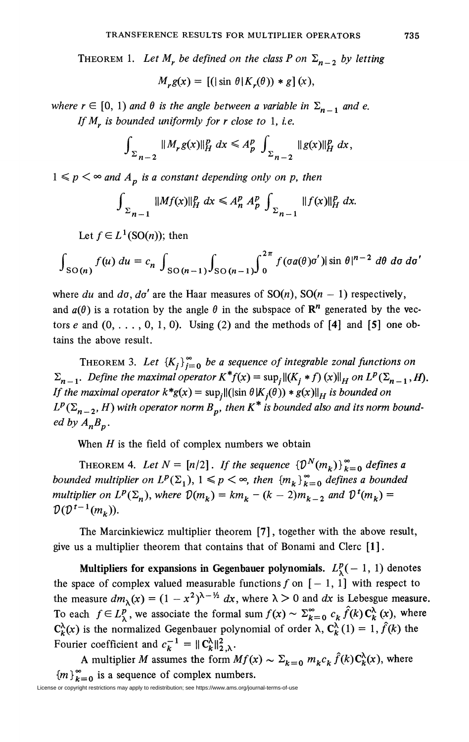THEOREM 1. *Let $M_r$ be defined on the class $P$ on $\Sigma_{n-2}$ by letting*

$$M_r g(x) = [(|\sin\theta| K_r(\theta)) * g](x),$$

*where $r \in [0, 1)$ and $\theta$ is the angle between a variable in $\Sigma_{n-1}$ and $e$.*

*If $M_r$ is bounded uniformly for $r$ close to 1, i.e.*

$$\int_{\Sigma_{n-2}} \|M_r g(x)\|_H^p \, dx \leqslant A_p^p \int_{\Sigma_{n-2}} \|g(x)\|_H^p \, dx,$$

*$1 \leqslant p < \infty$ and $A_p$ is a constant depending only on $p$, then*

$$\int_{\Sigma_{n-1}} \|Mf(x)\|_H^p \, dx \leqslant A_n^p A_p^p \int_{\Sigma_{n-1}} \|f(x)\|_H^p \, dx.$$

Let $f \in L^1(\mathrm{SO}(n))$; then

$$\int_{\mathrm{SO}(n)} f(u)\, du = c_n \int_{\mathrm{SO}(n-1)} \int_{\mathrm{SO}(n-1)} \int_0^{2\pi} f(\sigma a(\theta)\sigma') |\sin\theta|^{n-2} \, d\theta \, d\sigma \, d\sigma'$$

where $du$ and $d\sigma$, $d\sigma'$ are the Haar measures of $\mathrm{SO}(n)$, $\mathrm{SO}(n-1)$ respectively, and $a(\theta)$ is a rotation by the angle $\theta$ in the subspace of $\mathbf{R}^n$ generated by the vectors $e$ and $(0, \ldots, 0, 1, 0)$. Using (2) and the methods of [4] and [5] one obtains the above result.

THEOREM 3. *Let $\{K_j\}_{j=0}^{\infty}$ be a sequence of integrable zonal functions on $\Sigma_{n-1}$. Define the maximal operator $K^*f(x) = \sup_j \|(K_j * f)(x)\|_H$ on $L^p(\Sigma_{n-1}, H)$. If the maximal operator $k^*g(x) = \sup_j \|(|\sin\theta| K_j(\theta)) * g(x)\|_H$ is bounded on $L^p(\Sigma_{n-2}, H)$ with operator norm $B_p$, then $K^*$ is bounded also and its norm bounded by $A_n B_p$.*

When $H$ is the field of complex numbers we obtain

THEOREM 4. *Let $N = [n/2]$. If the sequence $\{\mathcal{D}^N(m_k)\}_{k=0}^{\infty}$ defines a bounded multiplier on $L^p(\Sigma_1)$, $1 \leqslant p < \infty$, then $\{m_k\}_{k=0}^{\infty}$ defines a bounded multiplier on $L^p(\Sigma_n)$, where $\mathcal{D}(m_k) = km_k - (k-2)m_{k-2}$ and $\mathcal{D}^t(m_k) = \mathcal{D}(\mathcal{D}^{t-1}(m_k))$.*

The Marcinkiewicz multiplier theorem [7], together with the above result, give us a multiplier theorem that contains that of Bonami and Clerc [1].

**Multipliers for expansions in Gegenbauer polynomials.** $L_\lambda^p(-1, 1)$ denotes the space of complex valued measurable functions $f$ on $[-1, 1]$ with respect to the measure $dm_\lambda(x) = (1 - x^2)^{\lambda - 1/2} \, dx$, where $\lambda > 0$ and $dx$ is Lebesgue measure. To each $f \in L_\lambda^p$, we associate the formal sum $f(x) \sim \sum_{k=0}^{\infty} c_k \hat{f}(k) \mathrm{C}_k^\lambda(x)$, where $\mathrm{C}_k^\lambda(x)$ is the normalized Gegenbauer polynomial of order $\lambda$, $\mathrm{C}_k^\lambda(1) = 1$, $\hat{f}(k)$ the Fourier coefficient and $c_k^{-1} = \|\mathrm{C}_k^\lambda\|_{2,\lambda}^2$.

A multiplier $M$ assumes the form $Mf(x) \sim \sum_{k=0} m_k c_k \hat{f}(k) \mathrm{C}_k^\lambda(x)$, where $\{m\}_{k=0}^{\infty}$ is a sequence of complex numbers.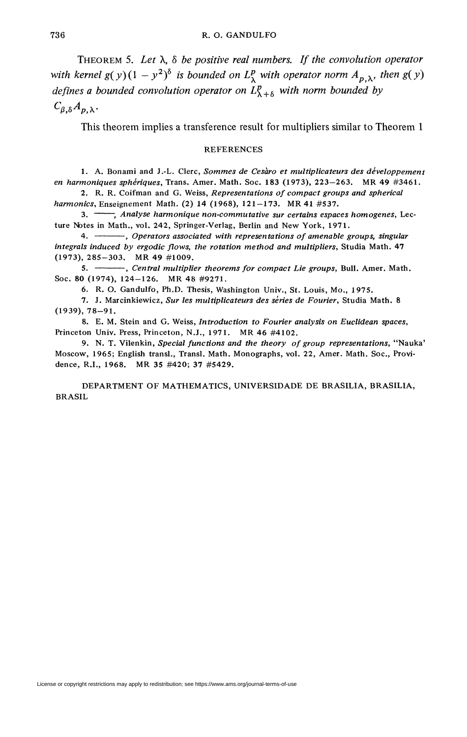THEOREM 5. *Let $\lambda$, $\delta$ be positive real numbers. If the convolution operator with kernel $g(y)(1 - y^2)^\delta$ is bounded on $L^p_\lambda$ with operator norm $A_{p,\lambda}$, then $g(y)$ defines a bounded convolution operator on $L^p_{\lambda+\delta}$ with norm bounded by $C_{\beta,\delta}A_{p,\lambda}$.*

This theorem implies a transference result for multipliers similar to Theorem 1

## REFERENCES

1. A. Bonami and J.-L. Clerc, *Sommes de Cesàro et multiplicateurs des développement en harmoniques sphériques*, Trans. Amer. Math. Soc. **183** (1973), 223–263. MR **49** #3461.
2. R. R. Coifman and G. Weiss, *Representations of compact groups and spherical harmonics*, Enseignement Math. (2) **14** (1968), 121–173. MR **41** #537.
3. ———, *Analyse harmonique non-commutative sur certains espaces homogenes*, Lecture Notes in Math., vol. 242, Springer-Verlag, Berlin and New York, 1971.
4. ———, *Operators associated with representations of amenable groups, singular integrals induced by ergodic flows, the rotation method and multipliers*, Studia Math. **47** (1973), 285–303. MR **49** #1009.
5. ———, *Central multiplier theorems for compact Lie groups*, Bull. Amer. Math. Soc. **80** (1974), 124–126. MR **48** #9271.
6. R. O. Gandulfo, Ph.D. Thesis, Washington Univ., St. Louis, Mo., 1975.
7. J. Marcinkiewicz, *Sur les multiplicateurs des séries de Fourier*, Studia Math. **8** (1939), 78–91.
8. E. M. Stein and G. Weiss, *Introduction to Fourier analysis on Euclidean spaces*, Princeton Univ. Press, Princeton, N.J., 1971. MR **46** #4102.
9. N. T. Vilenkin, *Special functions and the theory of group representations*, "Nauka" Moscow, 1965; English transl., Transl. Math. Monographs, vol. 22, Amer. Math. Soc., Providence, R.I., 1968. MR **35** #420; **37** #5429.

DEPARTMENT OF MATHEMATICS, UNIVERSIDADE DE BRASILIA, BRASILIA, BRASIL